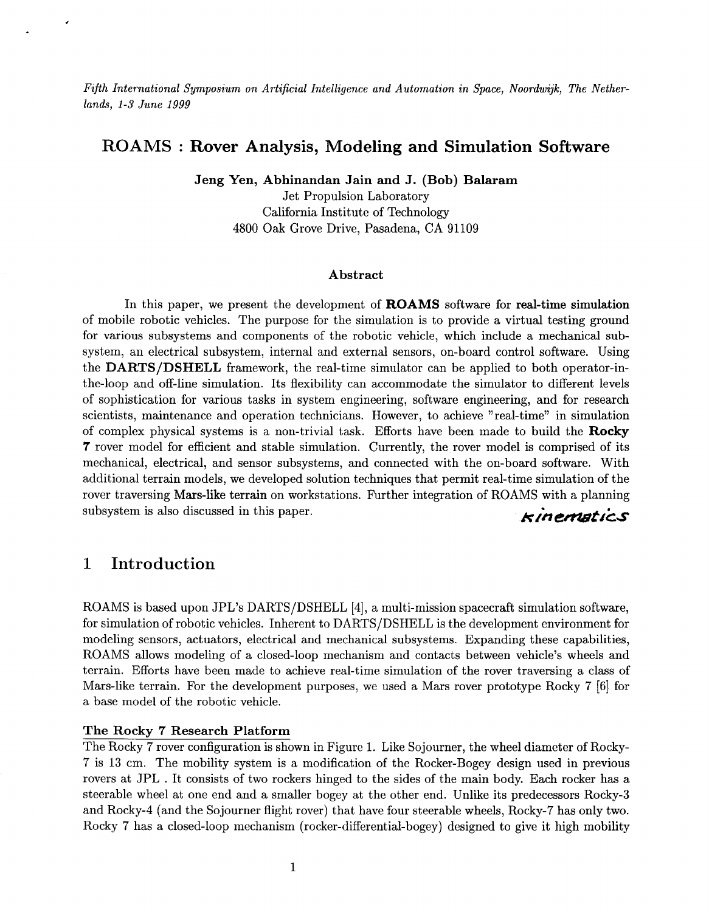*Fifth International Symposium on Artificial Intelligence and Automation in Space, Noordwijk, The Netherlands, 1-3 June 1999*

# ROAMS : Rover Analysis, Modeling and Simulation Software

**Jeng Yen, Abhinandan Jain and J. (Bob) Balaram**

Jet Propulsion Laboratory
California Institute of Technology
4800 Oak Grove Drive, Pasadena, CA 91109

### Abstract

In this paper, we present the development of **ROAMS** software for real-time simulation of mobile robotic vehicles. The purpose for the simulation is to provide a virtual testing ground for various subsystems and components of the robotic vehicle, which include a mechanical subsystem, an electrical subsystem, internal and external sensors, on-board control software. Using the **DARTS/DSHELL** framework, the real-time simulator can be applied to both operator-in-the-loop and off-line simulation. Its flexibility can accommodate the simulator to different levels of sophistication for various tasks in system engineering, software engineering, and for research scientists, maintenance and operation technicians. However, to achieve "real-time" in simulation of complex physical systems is a non-trivial task. Efforts have been made to build the **Rocky 7** rover model for efficient and stable simulation. Currently, the rover model is comprised of its mechanical, electrical, and sensor subsystems, and connected with the on-board software. With additional terrain models, we developed solution techniques that permit real-time simulation of the rover traversing Mars-like terrain on workstations. Further integration of ROAMS with a planning subsystem is also discussed in this paper.

kinematics

## 1 Introduction

ROAMS is based upon JPL's DARTS/DSHELL [4], a multi-mission spacecraft simulation software, for simulation of robotic vehicles. Inherent to DARTS/DSHELL is the development environment for modeling sensors, actuators, electrical and mechanical subsystems. Expanding these capabilities, ROAMS allows modeling of a closed-loop mechanism and contacts between vehicle's wheels and terrain. Efforts have been made to achieve real-time simulation of the rover traversing a class of Mars-like terrain. For the development purposes, we used a Mars rover prototype Rocky 7 [6] for a base model of the robotic vehicle.

**The Rocky 7 Research Platform**

The Rocky 7 rover configuration is shown in Figure 1. Like Sojourner, the wheel diameter of Rocky-7 is 13 cm. The mobility system is a modification of the Rocker-Bogey design used in previous rovers at JPL . It consists of two rockers hinged to the sides of the main body. Each rocker has a steerable wheel at one end and a smaller bogey at the other end. Unlike its predecessors Rocky-3 and Rocky-4 (and the Sojourner flight rover) that have four steerable wheels, Rocky-7 has only two. Rocky 7 has a closed-loop mechanism (rocker-differential-bogey) designed to give it high mobility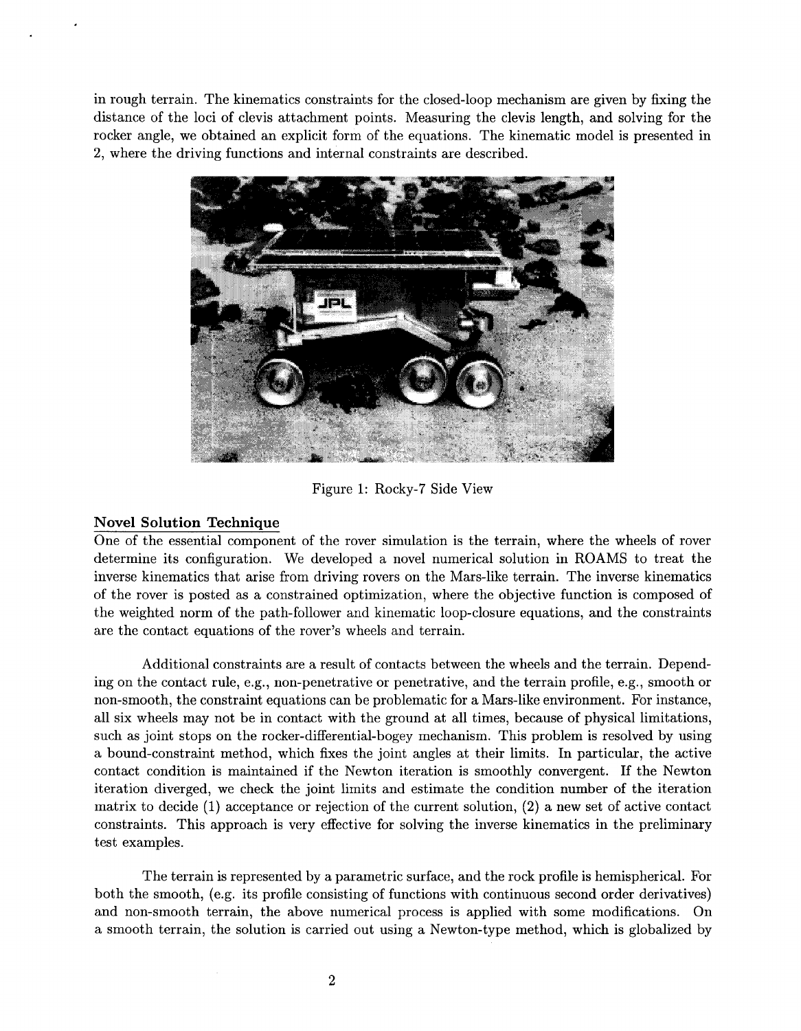in rough terrain. The kinematics constraints for the closed-loop mechanism are given by fixing the distance of the loci of clevis attachment points. Measuring the clevis length, and solving for the rocker angle, we obtained an explicit form of the equations. The kinematic model is presented in 2, where the driving functions and internal constraints are described.

Figure 1: Rocky-7 Side View

## Novel Solution Technique

One of the essential component of the rover simulation is the terrain, where the wheels of rover determine its configuration. We developed a novel numerical solution in ROAMS to treat the inverse kinematics that arise from driving rovers on the Mars-like terrain. The inverse kinematics of the rover is posted as a constrained optimization, where the objective function is composed of the weighted norm of the path-follower and kinematic loop-closure equations, and the constraints are the contact equations of the rover's wheels and terrain.

Additional constraints are a result of contacts between the wheels and the terrain. Depending on the contact rule, e.g., non-penetrative or penetrative, and the terrain profile, e.g., smooth or non-smooth, the constraint equations can be problematic for a Mars-like environment. For instance, all six wheels may not be in contact with the ground at all times, because of physical limitations, such as joint stops on the rocker-differential-bogey mechanism. This problem is resolved by using a bound-constraint method, which fixes the joint angles at their limits. In particular, the active contact condition is maintained if the Newton iteration is smoothly convergent. If the Newton iteration diverged, we check the joint limits and estimate the condition number of the iteration matrix to decide (1) acceptance or rejection of the current solution, (2) a new set of active contact constraints. This approach is very effective for solving the inverse kinematics in the preliminary test examples.

The terrain is represented by a parametric surface, and the rock profile is hemispherical. For both the smooth, (e.g. its profile consisting of functions with continuous second order derivatives) and non-smooth terrain, the above numerical process is applied with some modifications. On a smooth terrain, the solution is carried out using a Newton-type method, which is globalized by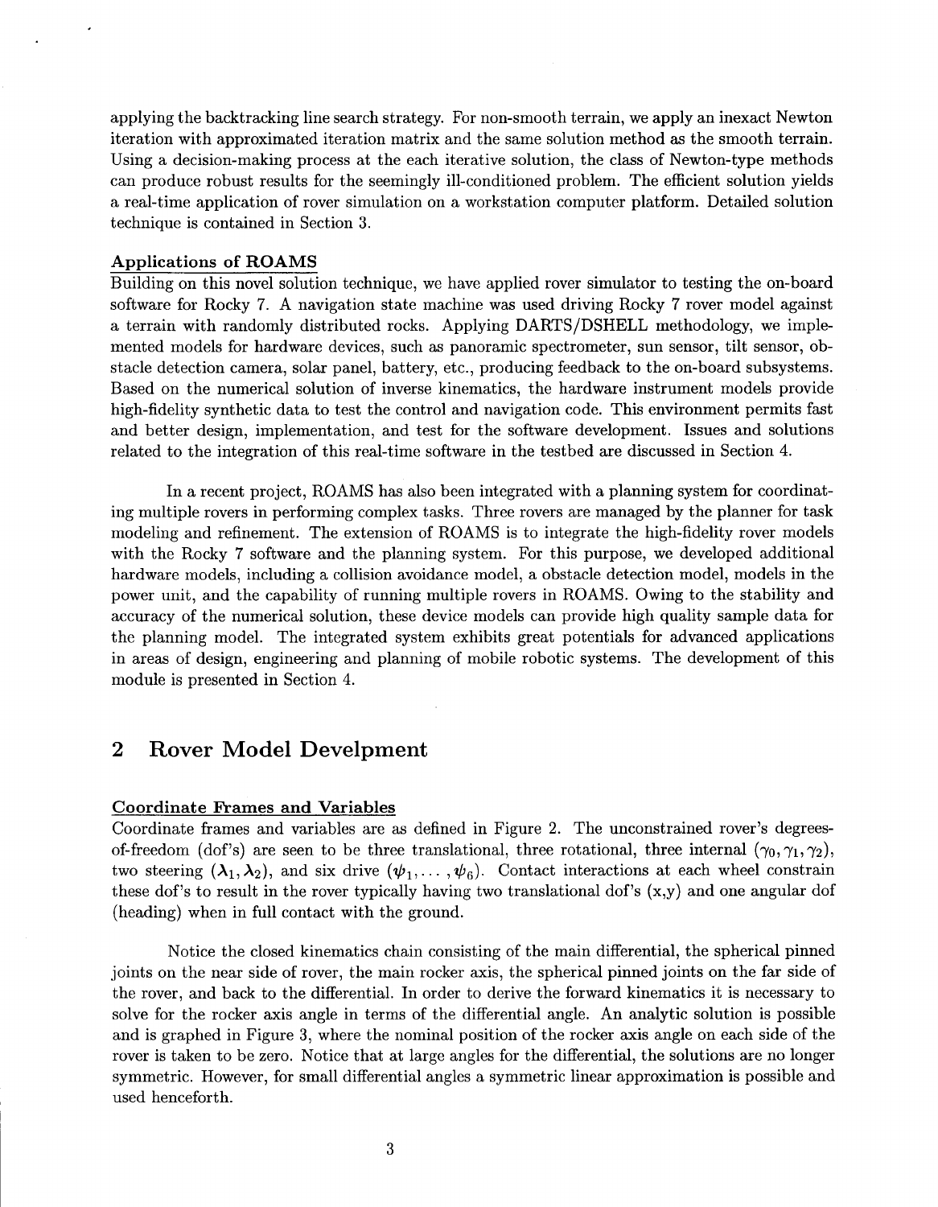applying the backtracking line search strategy. For non-smooth terrain, we apply an inexact Newton iteration with approximated iteration matrix and the same solution method as the smooth terrain. Using a decision-making process at the each iterative solution, the class of Newton-type methods can produce robust results for the seemingly ill-conditioned problem. The efficient solution yields a real-time application of rover simulation on a workstation computer platform. Detailed solution technique is contained in Section 3.

### Applications of ROAMS

Building on this novel solution technique, we have applied rover simulator to testing the on-board software for Rocky 7. A navigation state machine was used driving Rocky 7 rover model against a terrain with randomly distributed rocks. Applying DARTS/DSHELL methodology, we implemented models for hardware devices, such as panoramic spectrometer, sun sensor, tilt sensor, obstacle detection camera, solar panel, battery, etc., producing feedback to the on-board subsystems. Based on the numerical solution of inverse kinematics, the hardware instrument models provide high-fidelity synthetic data to test the control and navigation code. This environment permits fast and better design, implementation, and test for the software development. Issues and solutions related to the integration of this real-time software in the testbed are discussed in Section 4.

In a recent project, ROAMS has also been integrated with a planning system for coordinating multiple rovers in performing complex tasks. Three rovers are managed by the planner for task modeling and refinement. The extension of ROAMS is to integrate the high-fidelity rover models with the Rocky 7 software and the planning system. For this purpose, we developed additional hardware models, including a collision avoidance model, a obstacle detection model, models in the power unit, and the capability of running multiple rovers in ROAMS. Owing to the stability and accuracy of the numerical solution, these device models can provide high quality sample data for the planning model. The integrated system exhibits great potentials for advanced applications in areas of design, engineering and planning of mobile robotic systems. The development of this module is presented in Section 4.

## 2 Rover Model Develpment

### Coordinate Frames and Variables

Coordinate frames and variables are as defined in Figure 2. The unconstrained rover's degrees-of-freedom (dof's) are seen to be three translational, three rotational, three internal ($\gamma_0, \gamma_1, \gamma_2$), two steering ($\lambda_1, \lambda_2$), and six drive ($\psi_1, \ldots, \psi_6$). Contact interactions at each wheel constrain these dof's to result in the rover typically having two translational dof's (x,y) and one angular dof (heading) when in full contact with the ground.

Notice the closed kinematics chain consisting of the main differential, the spherical pinned joints on the near side of rover, the main rocker axis, the spherical pinned joints on the far side of the rover, and back to the differential. In order to derive the forward kinematics it is necessary to solve for the rocker axis angle in terms of the differential angle. An analytic solution is possible and is graphed in Figure 3, where the nominal position of the rocker axis angle on each side of the rover is taken to be zero. Notice that at large angles for the differential, the solutions are no longer symmetric. However, for small differential angles a symmetric linear approximation is possible and used henceforth.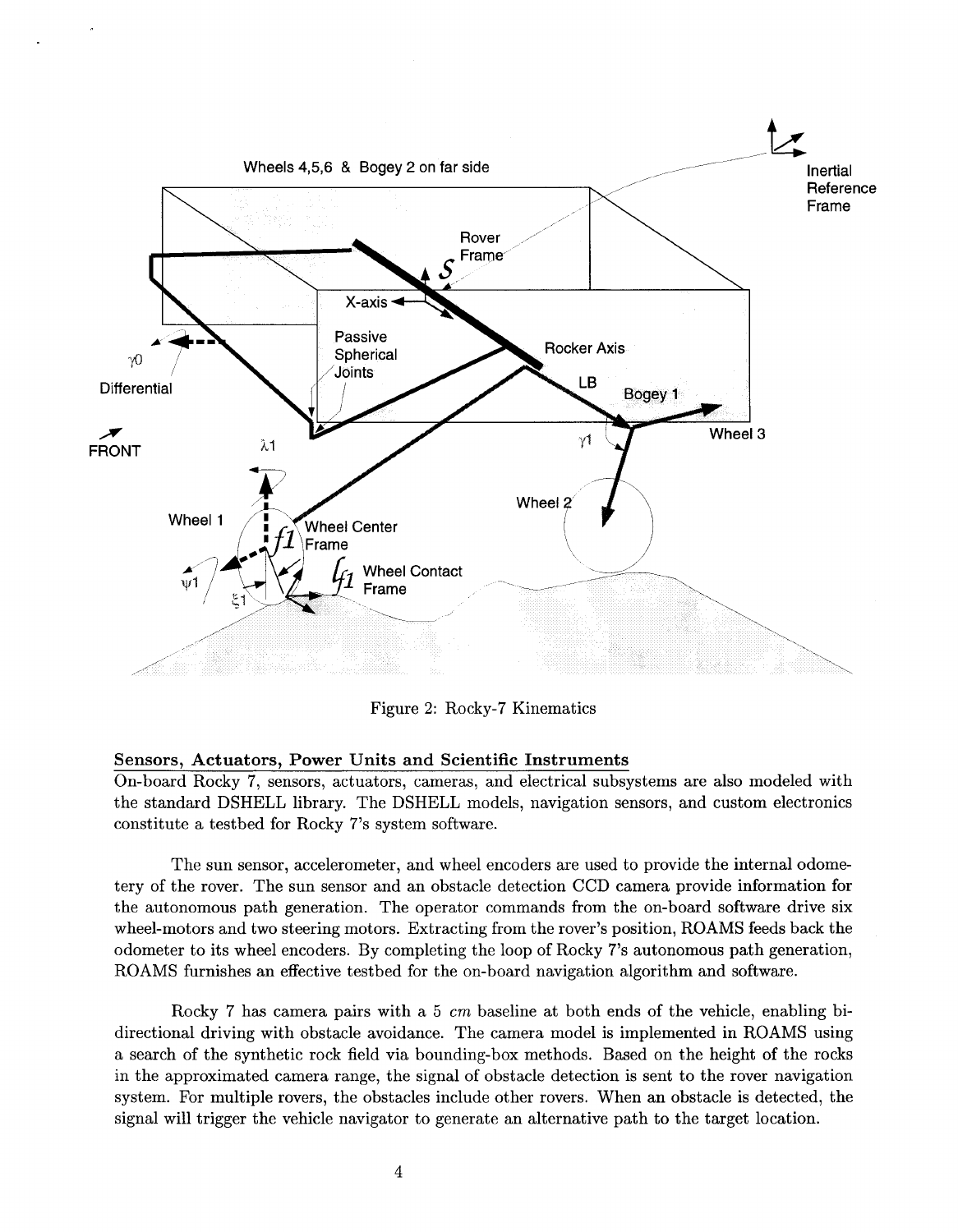Figure 2: Rocky-7 Kinematics

**Sensors, Actuators, Power Units and Scientific Instruments**

On-board Rocky 7, sensors, actuators, cameras, and electrical subsystems are also modeled with the standard DSHELL library. The DSHELL models, navigation sensors, and custom electronics constitute a testbed for Rocky 7's system software.

The sun sensor, accelerometer, and wheel encoders are used to provide the internal odometery of the rover. The sun sensor and an obstacle detection CCD camera provide information for the autonomous path generation. The operator commands from the on-board software drive six wheel-motors and two steering motors. Extracting from the rover's position, ROAMS feeds back the odometer to its wheel encoders. By completing the loop of Rocky 7's autonomous path generation, ROAMS furnishes an effective testbed for the on-board navigation algorithm and software.

Rocky 7 has camera pairs with a 5 *cm* baseline at both ends of the vehicle, enabling bi-directional driving with obstacle avoidance. The camera model is implemented in ROAMS using a search of the synthetic rock field via bounding-box methods. Based on the height of the rocks in the approximated camera range, the signal of obstacle detection is sent to the rover navigation system. For multiple rovers, the obstacles include other rovers. When an obstacle is detected, the signal will trigger the vehicle navigator to generate an alternative path to the target location.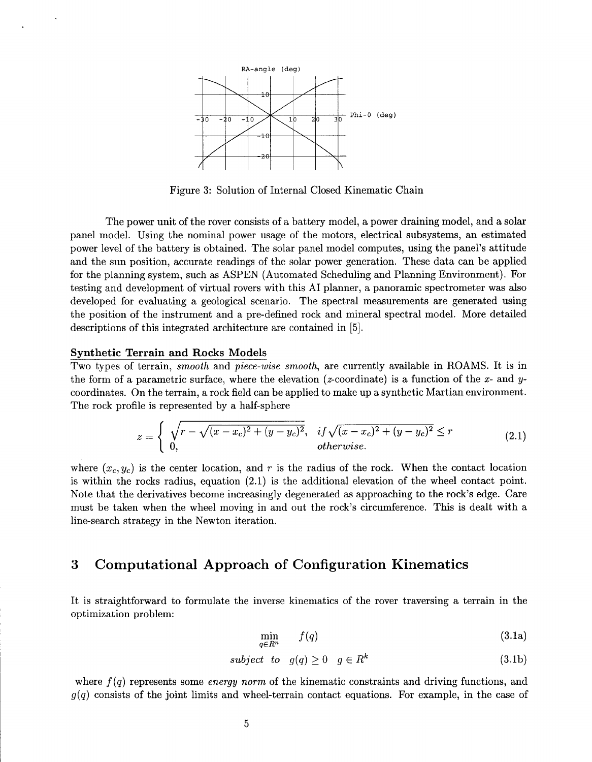Figure 3: Solution of Internal Closed Kinematic Chain

The power unit of the rover consists of a battery model, a power draining model, and a solar panel model. Using the nominal power usage of the motors, electrical subsystems, an estimated power level of the battery is obtained. The solar panel model computes, using the panel's attitude and the sun position, accurate readings of the solar power generation. These data can be applied for the planning system, such as ASPEN (Automated Scheduling and Planning Environment). For testing and development of virtual rovers with this AI planner, a panoramic spectrometer was also developed for evaluating a geological scenario. The spectral measurements are generated using the position of the instrument and a pre-defined rock and mineral spectral model. More detailed descriptions of this integrated architecture are contained in [5].

**Synthetic Terrain and Rocks Models**

Two types of terrain, *smooth* and *piece-wise smooth*, are currently available in ROAMS. It is in the form of a parametric surface, where the elevation ($z$-coordinate) is a function of the $x$- and $y$-coordinates. On the terrain, a rock field can be applied to make up a synthetic Martian environment. The rock profile is represented by a half-sphere

$$z = \begin{cases} \sqrt{r - \sqrt{(x-x_c)^2 + (y-y_c)^2}}, & if \sqrt{(x-x_c)^2 + (y-y_c)^2} \le r \\ 0, & otherwise. \end{cases} \tag{2.1}$$

where $(x_c, y_c)$ is the center location, and $r$ is the radius of the rock. When the contact location is within the rocks radius, equation (2.1) is the additional elevation of the wheel contact point. Note that the derivatives become increasingly degenerated as approaching to the rock's edge. Care must be taken when the wheel moving in and out the rock's circumference. This is dealt with a line-search strategy in the Newton iteration.

# 3 Computational Approach of Configuration Kinematics

It is straightforward to formulate the inverse kinematics of the rover traversing a terrain in the optimization problem:

$$\min_{q \in R^n} \quad f(q) \tag{3.1a}$$

$$subject \ to \quad g(q) \ge 0 \quad g \in R^k \tag{3.1b}$$

where $f(q)$ represents some *energy norm* of the kinematic constraints and driving functions, and $g(q)$ consists of the joint limits and wheel-terrain contact equations. For example, in the case of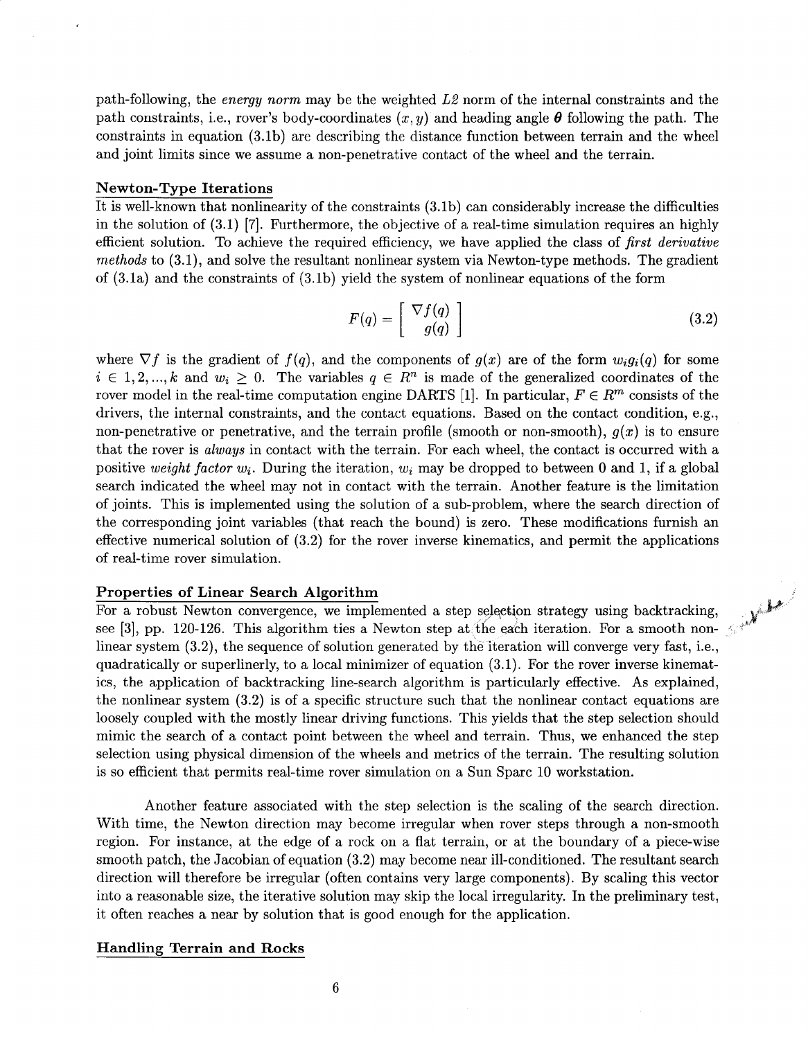path-following, the *energy norm* may be the weighted *L2* norm of the internal constraints and the path constraints, i.e., rover's body-coordinates $(x, y)$ and heading angle $\boldsymbol{\theta}$ following the path. The constraints in equation (3.1b) are describing the distance function between terrain and the wheel and joint limits since we assume a non-penetrative contact of the wheel and the terrain.

### Newton-Type Iterations

It is well-known that nonlinearity of the constraints (3.1b) can considerably increase the difficulties in the solution of (3.1) [7]. Furthermore, the objective of a real-time simulation requires an highly efficient solution. To achieve the required efficiency, we have applied the class of *first derivative methods* to (3.1), and solve the resultant nonlinear system via Newton-type methods. The gradient of (3.1a) and the constraints of (3.1b) yield the system of nonlinear equations of the form

$$F(q) = \begin{bmatrix} \nabla f(q) \\ g(q) \end{bmatrix} \tag{3.2}$$

where $\nabla f$ is the gradient of $f(q)$, and the components of $g(x)$ are of the form $w_i g_i(q)$ for some $i \in 1, 2, ..., k$ and $w_i \geq 0$. The variables $q \in R^n$ is made of the generalized coordinates of the rover model in the real-time computation engine DARTS [1]. In particular, $F \in R^m$ consists of the drivers, the internal constraints, and the contact equations. Based on the contact condition, e.g., non-penetrative or penetrative, and the terrain profile (smooth or non-smooth), $g(x)$ is to ensure that the rover is *always* in contact with the terrain. For each wheel, the contact is occurred with a positive *weight factor* $w_i$. During the iteration, $w_i$ may be dropped to between 0 and 1, if a global search indicated the wheel may not in contact with the terrain. Another feature is the limitation of joints. This is implemented using the solution of a sub-problem, where the search direction of the corresponding joint variables (that reach the bound) is zero. These modifications furnish an effective numerical solution of (3.2) for the rover inverse kinematics, and permit the applications of real-time rover simulation.

### Properties of Linear Search Algorithm

For a robust Newton convergence, we implemented a step selection strategy using backtracking, see [3], pp. 120-126. This algorithm ties a Newton step at the each iteration. For a smooth nonlinear system (3.2), the sequence of solution generated by the iteration will converge very fast, i.e., quadratically or superlinerly, to a local minimizer of equation (3.1). For the rover inverse kinematics, the application of backtracking line-search algorithm is particularly effective. As explained, the nonlinear system (3.2) is of a specific structure such that the nonlinear contact equations are loosely coupled with the mostly linear driving functions. This yields that the step selection should mimic the search of a contact point between the wheel and terrain. Thus, we enhanced the step selection using physical dimension of the wheels and metrics of the terrain. The resulting solution is so efficient that permits real-time rover simulation on a Sun Sparc 10 workstation.

Another feature associated with the step selection is the scaling of the search direction. With time, the Newton direction may become irregular when rover steps through a non-smooth region. For instance, at the edge of a rock on a flat terrain, or at the boundary of a piece-wise smooth patch, the Jacobian of equation (3.2) may become near ill-conditioned. The resultant search direction will therefore be irregular (often contains very large components). By scaling this vector into a reasonable size, the iterative solution may skip the local irregularity. In the preliminary test, it often reaches a near by solution that is good enough for the application.

### Handling Terrain and Rocks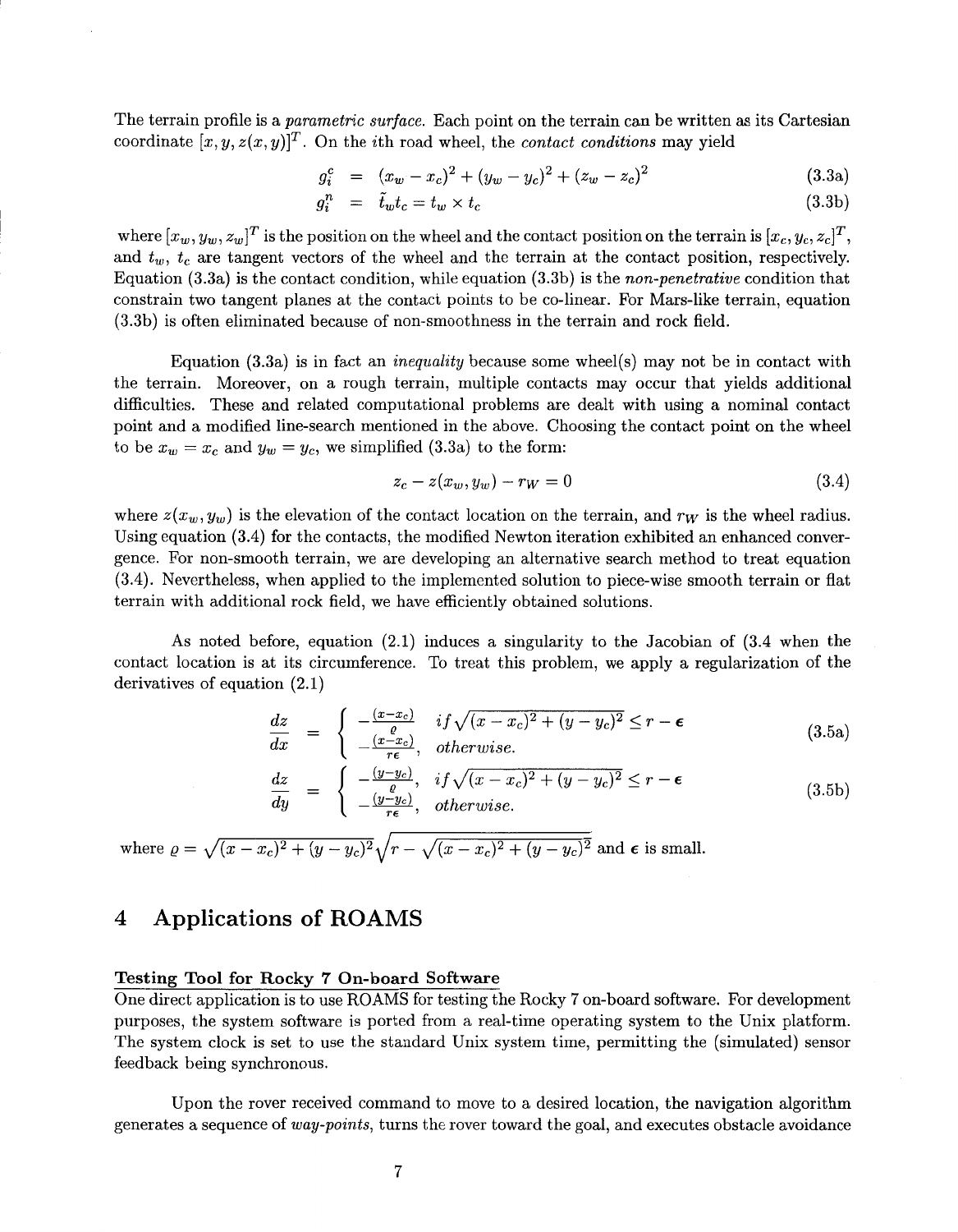The terrain profile is a *parametric surface.* Each point on the terrain can be written as its Cartesian coordinate $[x, y, z(x, y)]^T$. On the $i$th road wheel, the *contact conditions* may yield

$$g_i^c = (x_w - x_c)^2 + (y_w - y_c)^2 + (z_w - z_c)^2 \tag{3.3a}$$

$$g_i^n = \tilde{t}_w t_c = t_w \times t_c \tag{3.3b}$$

where $[x_w, y_w, z_w]^T$ is the position on the wheel and the contact position on the terrain is $[x_c, y_c, z_c]^T$, and $t_w$, $t_c$ are tangent vectors of the wheel and the terrain at the contact position, respectively. Equation (3.3a) is the contact condition, while equation (3.3b) is the *non-penetrative* condition that constrain two tangent planes at the contact points to be co-linear. For Mars-like terrain, equation (3.3b) is often eliminated because of non-smoothness in the terrain and rock field.

Equation (3.3a) is in fact an *inequality* because some wheel(s) may not be in contact with the terrain. Moreover, on a rough terrain, multiple contacts may occur that yields additional difficulties. These and related computational problems are dealt with using a nominal contact point and a modified line-search mentioned in the above. Choosing the contact point on the wheel to be $x_w = x_c$ and $y_w = y_c$, we simplified (3.3a) to the form:

$$z_c - z(x_w, y_w) - r_W = 0 \tag{3.4}$$

where $z(x_w, y_w)$ is the elevation of the contact location on the terrain, and $r_W$ is the wheel radius. Using equation (3.4) for the contacts, the modified Newton iteration exhibited an enhanced convergence. For non-smooth terrain, we are developing an alternative search method to treat equation (3.4). Nevertheless, when applied to the implemented solution to piece-wise smooth terrain or flat terrain with additional rock field, we have efficiently obtained solutions.

As noted before, equation (2.1) induces a singularity to the Jacobian of (3.4 when the contact location is at its circumference. To treat this problem, we apply a regularization of the derivatives of equation (2.1)

$$\frac{dz}{dx} = \begin{cases} -\frac{(x-x_c)}{\varrho} & if \sqrt{(x-x_c)^2 + (y-y_c)^2} \leq r - \epsilon \\ -\frac{(x-x_c)}{r\epsilon}, & otherwise. \end{cases} \tag{3.5a}$$

$$\frac{dz}{dy} = \begin{cases} -\frac{(y-y_c)}{\varrho}, & if \sqrt{(x-x_c)^2 + (y-y_c)^2} \leq r - \epsilon \\ -\frac{(y-y_c)}{r\epsilon}, & otherwise. \end{cases} \tag{3.5b}$$

where $\varrho = \sqrt{(x-x_c)^2 + (y-y_c)^2}\sqrt{r - \sqrt{(x-x_c)^2 + (y-y_c)^2}}$ and $\epsilon$ is small.

# 4 Applications of ROAMS

**Testing Tool for Rocky 7 On-board Software**

One direct application is to use ROAMS for testing the Rocky 7 on-board software. For development purposes, the system software is ported from a real-time operating system to the Unix platform. The system clock is set to use the standard Unix system time, permitting the (simulated) sensor feedback being synchronous.

Upon the rover received command to move to a desired location, the navigation algorithm generates a sequence of *way-points*, turns the rover toward the goal, and executes obstacle avoidance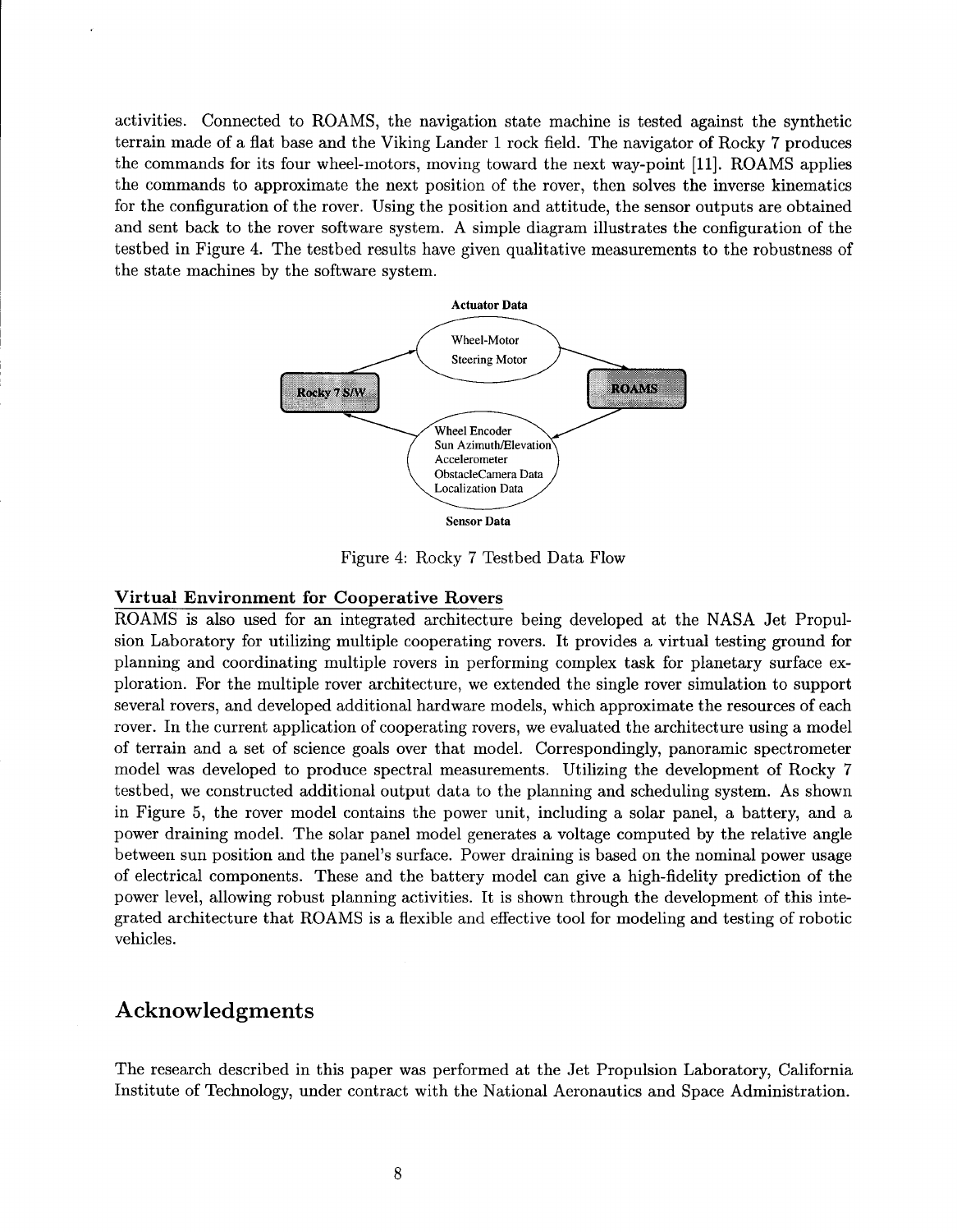activities. Connected to ROAMS, the navigation state machine is tested against the synthetic terrain made of a flat base and the Viking Lander 1 rock field. The navigator of Rocky 7 produces the commands for its four wheel-motors, moving toward the next way-point [11]. ROAMS applies the commands to approximate the next position of the rover, then solves the inverse kinematics for the configuration of the rover. Using the position and attitude, the sensor outputs are obtained and sent back to the rover software system. A simple diagram illustrates the configuration of the testbed in Figure 4. The testbed results have given qualitative measurements to the robustness of the state machines by the software system.

Actuator Data

Wheel-Motor
Steering Motor

Rocky 7 S/W

ROAMS

Wheel Encoder
Sun Azimuth/Elevation
Accelerometer
ObstacleCamera Data
Localization Data

Sensor Data

Figure 4: Rocky 7 Testbed Data Flow

**Virtual Environment for Cooperative Rovers**

ROAMS is also used for an integrated architecture being developed at the NASA Jet Propulsion Laboratory for utilizing multiple cooperating rovers. It provides a virtual testing ground for planning and coordinating multiple rovers in performing complex task for planetary surface exploration. For the multiple rover architecture, we extended the single rover simulation to support several rovers, and developed additional hardware models, which approximate the resources of each rover. In the current application of cooperating rovers, we evaluated the architecture using a model of terrain and a set of science goals over that model. Correspondingly, panoramic spectrometer model was developed to produce spectral measurements. Utilizing the development of Rocky 7 testbed, we constructed additional output data to the planning and scheduling system. As shown in Figure 5, the rover model contains the power unit, including a solar panel, a battery, and a power draining model. The solar panel model generates a voltage computed by the relative angle between sun position and the panel's surface. Power draining is based on the nominal power usage of electrical components. These and the battery model can give a high-fidelity prediction of the power level, allowing robust planning activities. It is shown through the development of this integrated architecture that ROAMS is a flexible and effective tool for modeling and testing of robotic vehicles.

## Acknowledgments

The research described in this paper was performed at the Jet Propulsion Laboratory, California Institute of Technology, under contract with the National Aeronautics and Space Administration.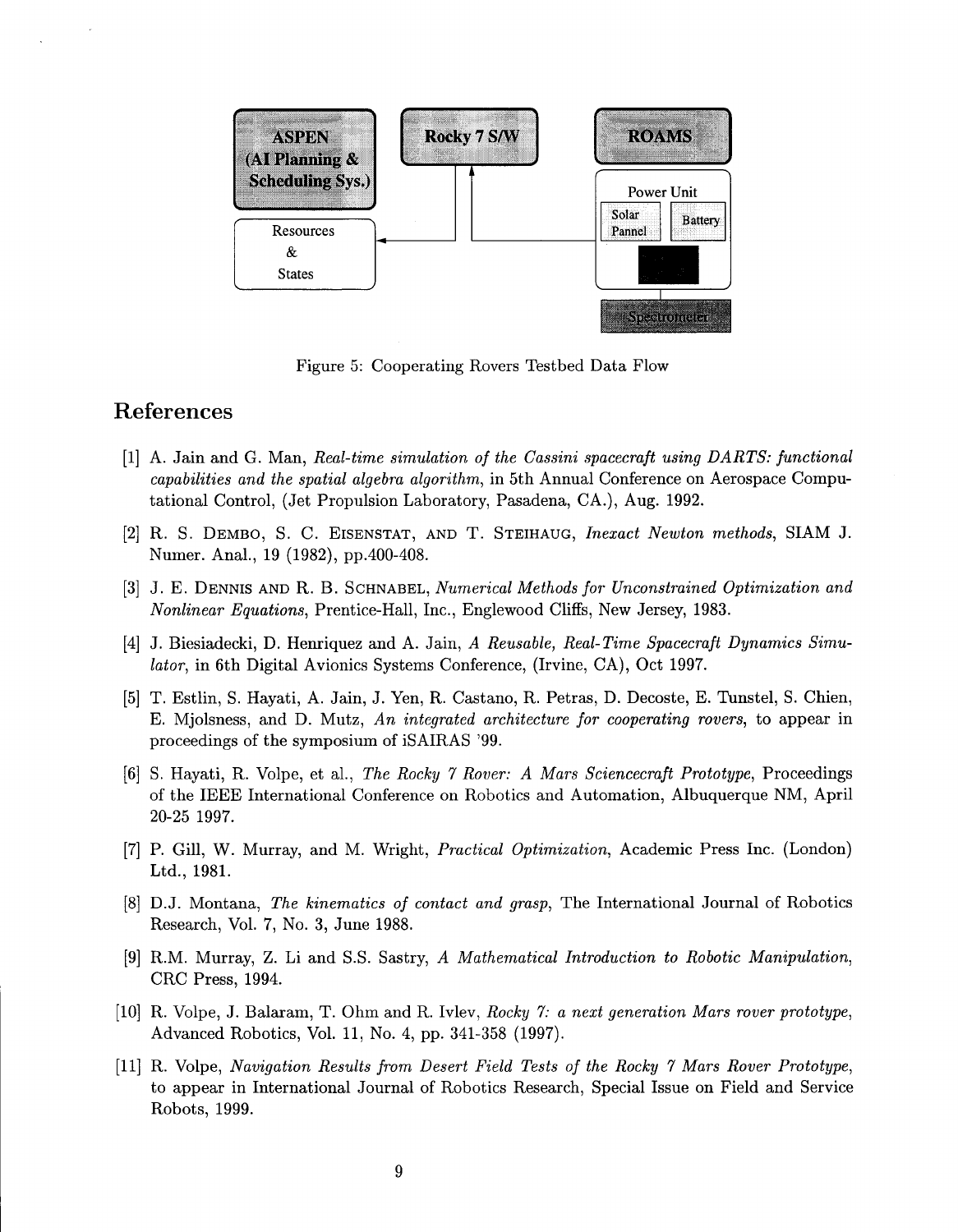ASPEN (AI Planning & Scheduling Sys.)

Rocky 7 S/W

ROAMS

Resources & States

Power Unit

Solar Pannel

Battery

Spectrometer

Figure 5: Cooperating Rovers Testbed Data Flow

## References

[1] A. Jain and G. Man, *Real-time simulation of the Cassini spacecraft using DARTS: functional capabilities and the spatial algebra algorithm*, in 5th Annual Conference on Aerospace Computational Control, (Jet Propulsion Laboratory, Pasadena, CA.), Aug. 1992.

[2] R. S. Dembo, S. C. Eisenstat, and T. Steihaug, *Inexact Newton methods*, SIAM J. Numer. Anal., 19 (1982), pp.400-408.

[3] J. E. Dennis and R. B. Schnabel, *Numerical Methods for Unconstrained Optimization and Nonlinear Equations*, Prentice-Hall, Inc., Englewood Cliffs, New Jersey, 1983.

[4] J. Biesiadecki, D. Henriquez and A. Jain, *A Reusable, Real-Time Spacecraft Dynamics Simulator*, in 6th Digital Avionics Systems Conference, (Irvine, CA), Oct 1997.

[5] T. Estlin, S. Hayati, A. Jain, J. Yen, R. Castano, R. Petras, D. Decoste, E. Tunstel, S. Chien, E. Mjolsness, and D. Mutz, *An integrated architecture for cooperating rovers*, to appear in proceedings of the symposium of iSAIRAS '99.

[6] S. Hayati, R. Volpe, et al., *The Rocky 7 Rover: A Mars Sciencecraft Prototype*, Proceedings of the IEEE International Conference on Robotics and Automation, Albuquerque NM, April 20-25 1997.

[7] P. Gill, W. Murray, and M. Wright, *Practical Optimization*, Academic Press Inc. (London) Ltd., 1981.

[8] D.J. Montana, *The kinematics of contact and grasp*, The International Journal of Robotics Research, Vol. 7, No. 3, June 1988.

[9] R.M. Murray, Z. Li and S.S. Sastry, *A Mathematical Introduction to Robotic Manipulation*, CRC Press, 1994.

[10] R. Volpe, J. Balaram, T. Ohm and R. Ivlev, *Rocky 7: a next generation Mars rover prototype*, Advanced Robotics, Vol. 11, No. 4, pp. 341-358 (1997).

[11] R. Volpe, *Navigation Results from Desert Field Tests of the Rocky 7 Mars Rover Prototype*, to appear in International Journal of Robotics Research, Special Issue on Field and Service Robots, 1999.